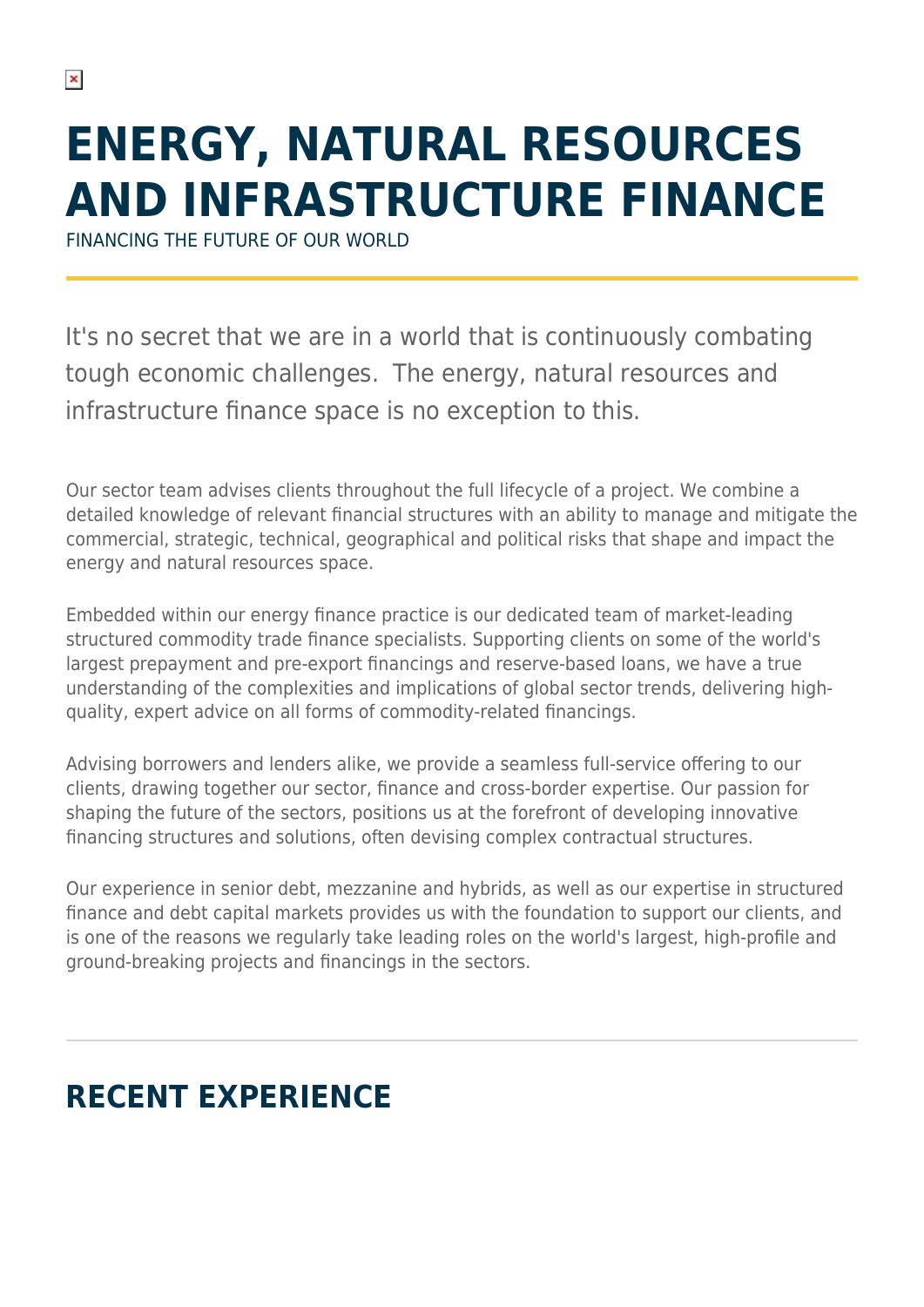# ENERGY, NATURAL RESOURCES AND INFRASTRUCTURE FINANCE

FINANCING THE FUTURE OF OUR WORLD

It's no secret that we are in a world that is continuously combating tough economic challenges.  The energy, natural resources and infrastructure finance space is no exception to this.

Our sector team advises clients throughout the full lifecycle of a project. We combine a detailed knowledge of relevant financial structures with an ability to manage and mitigate the commercial, strategic, technical, geographical and political risks that shape and impact the energy and natural resources space.

Embedded within our energy finance practice is our dedicated team of market-leading structured commodity trade finance specialists. Supporting clients on some of the world's largest prepayment and pre-export financings and reserve-based loans, we have a true understanding of the complexities and implications of global sector trends, delivering high-quality, expert advice on all forms of commodity-related financings.

Advising borrowers and lenders alike, we provide a seamless full-service offering to our clients, drawing together our sector, finance and cross-border expertise. Our passion for shaping the future of the sectors, positions us at the forefront of developing innovative financing structures and solutions, often devising complex contractual structures.

Our experience in senior debt, mezzanine and hybrids, as well as our expertise in structured finance and debt capital markets provides us with the foundation to support our clients, and is one of the reasons we regularly take leading roles on the world's largest, high-profile and ground-breaking projects and financings in the sectors.

## RECENT EXPERIENCE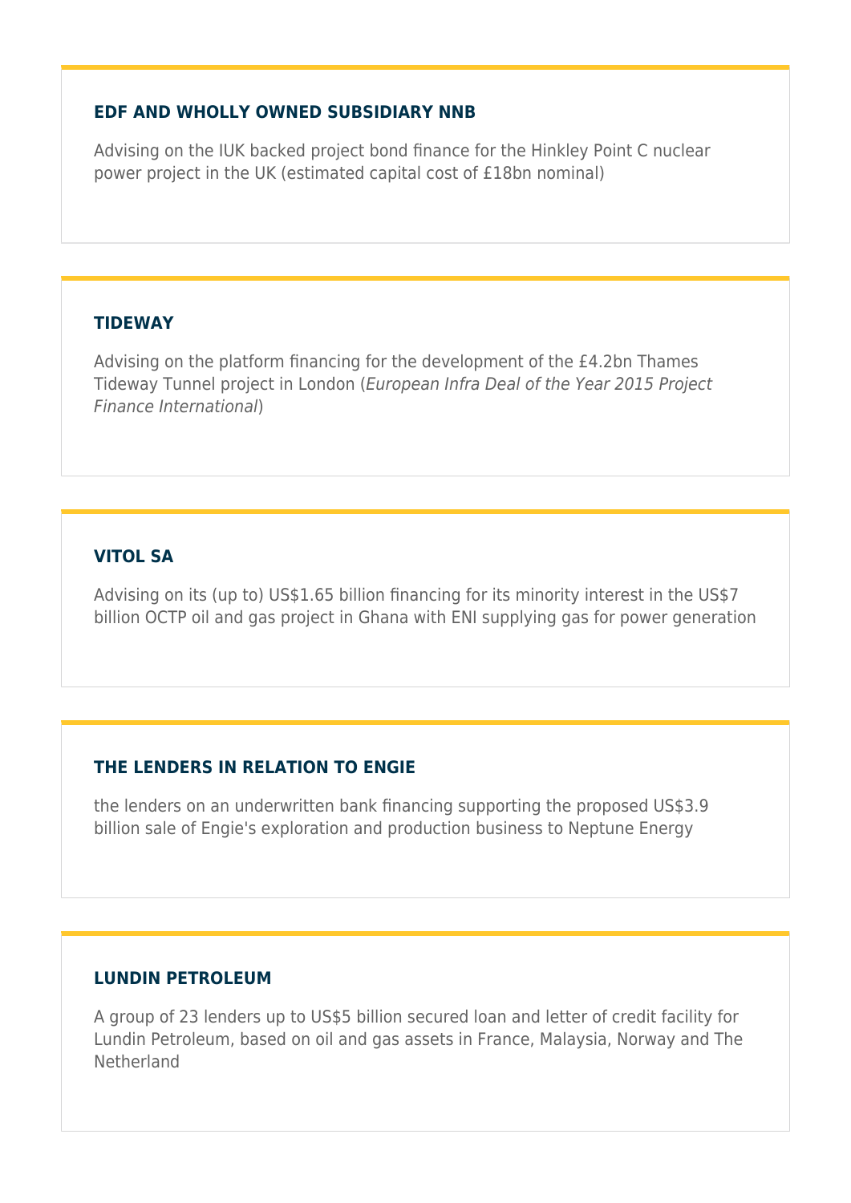### EDF AND WHOLLY OWNED SUBSIDIARY NNB

Advising on the IUK backed project bond finance for the Hinkley Point C nuclear power project in the UK (estimated capital cost of £18bn nominal)

### TIDEWAY

Advising on the platform financing for the development of the £4.2bn Thames Tideway Tunnel project in London (*European Infra Deal of the Year 2015 Project Finance International*)

### VITOL SA

Advising on its (up to) US$1.65 billion financing for its minority interest in the US$7 billion OCTP oil and gas project in Ghana with ENI supplying gas for power generation

### THE LENDERS IN RELATION TO ENGIE

the lenders on an underwritten bank financing supporting the proposed US$3.9 billion sale of Engie's exploration and production business to Neptune Energy

### LUNDIN PETROLEUM

A group of 23 lenders up to US$5 billion secured loan and letter of credit facility for Lundin Petroleum, based on oil and gas assets in France, Malaysia, Norway and The Netherland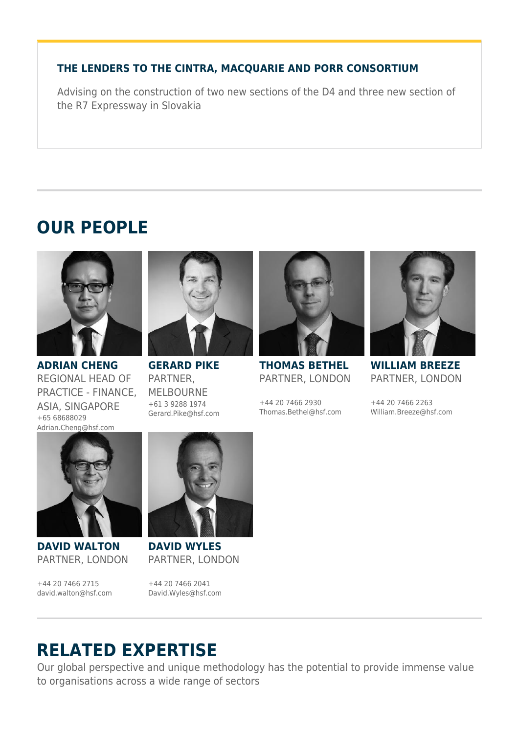### THE LENDERS TO THE CINTRA, MACQUARIE AND PORR CONSORTIUM

Advising on the construction of two new sections of the D4 and three new section of the R7 Expressway in Slovakia

## OUR PEOPLE

**ADRIAN CHENG**
REGIONAL HEAD OF PRACTICE - FINANCE, ASIA, SINGAPORE
+65 68688029
Adrian.Cheng@hsf.com

**GERARD PIKE**
PARTNER, MELBOURNE
+61 3 9288 1974
Gerard.Pike@hsf.com

**THOMAS BETHEL**
PARTNER, LONDON
+44 20 7466 2930
Thomas.Bethel@hsf.com

**WILLIAM BREEZE**
PARTNER, LONDON
+44 20 7466 2263
William.Breeze@hsf.com

**DAVID WALTON**
PARTNER, LONDON
+44 20 7466 2715
david.walton@hsf.com

**DAVID WYLES**
PARTNER, LONDON
+44 20 7466 2041
David.Wyles@hsf.com

## RELATED EXPERTISE

Our global perspective and unique methodology has the potential to provide immense value to organisations across a wide range of sectors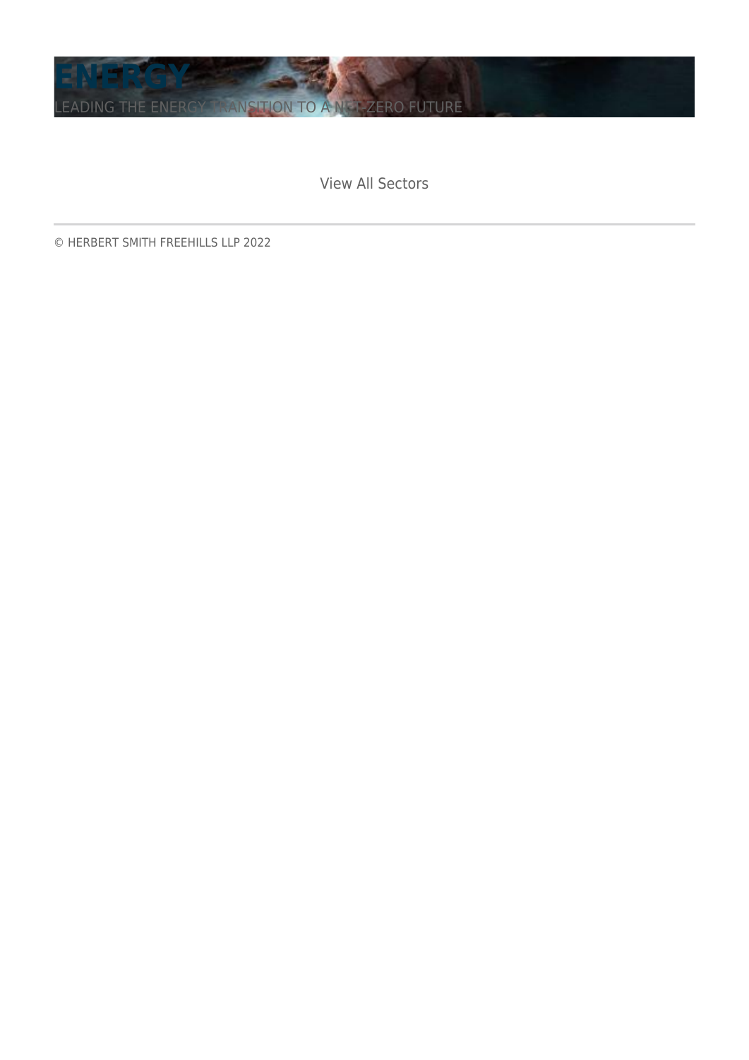# ENERGY

LEADING THE ENERGY TRANSITION TO A NET-ZERO FUTURE

View All Sectors

© HERBERT SMITH FREEHILLS LLP 2022